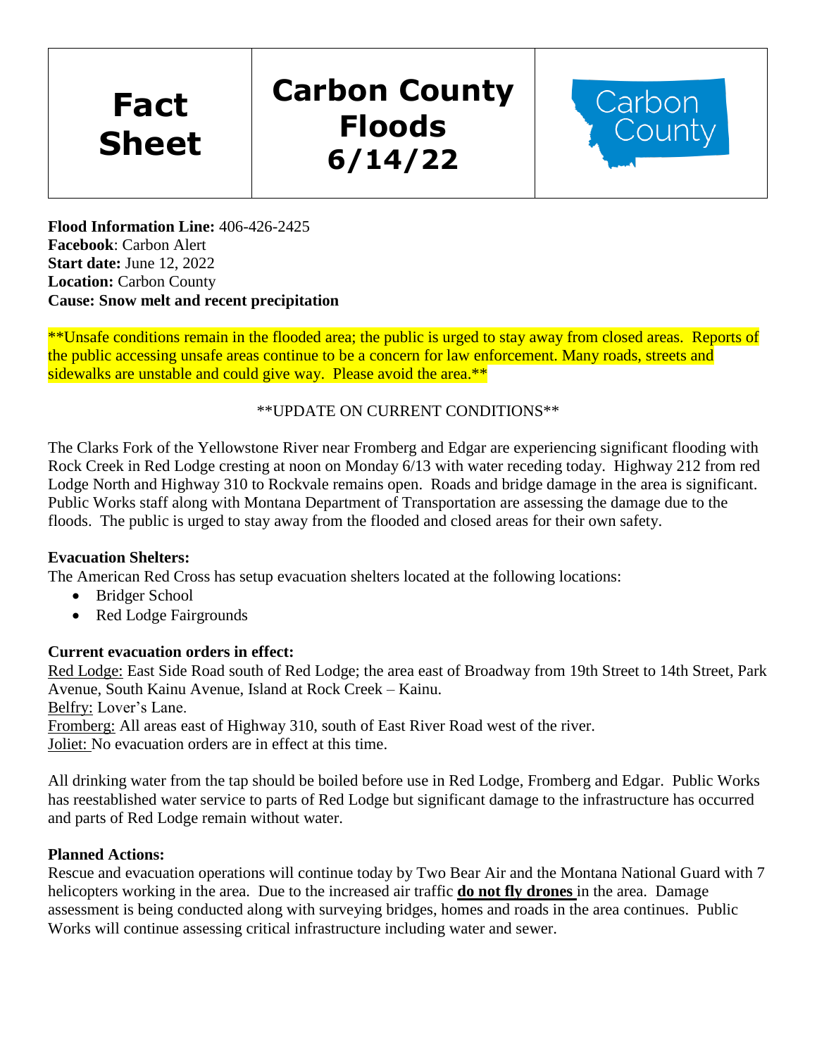# Fact Sheet | Carbon County Floods 6/14/22 | Carbon County

**Flood Information Line:** 406-426-2425
**Facebook**: Carbon Alert
**Start date:** June 12, 2022
**Location:** Carbon County
**Cause: Snow melt and recent precipitation**

**Unsafe conditions remain in the flooded area; the public is urged to stay away from closed areas. Reports of the public accessing unsafe areas continue to be a concern for law enforcement. Many roads, streets and sidewalks are unstable and could give way. Please avoid the area.**

**UPDATE ON CURRENT CONDITIONS**

The Clarks Fork of the Yellowstone River near Fromberg and Edgar are experiencing significant flooding with Rock Creek in Red Lodge cresting at noon on Monday 6/13 with water receding today. Highway 212 from red Lodge North and Highway 310 to Rockvale remains open. Roads and bridge damage in the area is significant. Public Works staff along with Montana Department of Transportation are assessing the damage due to the floods. The public is urged to stay away from the flooded and closed areas for their own safety.

**Evacuation Shelters:**

The American Red Cross has setup evacuation shelters located at the following locations:

- Bridger School
- Red Lodge Fairgrounds

**Current evacuation orders in effect:**

Red Lodge: East Side Road south of Red Lodge; the area east of Broadway from 19th Street to 14th Street, Park Avenue, South Kainu Avenue, Island at Rock Creek – Kainu.
Belfry: Lover's Lane.
Fromberg: All areas east of Highway 310, south of East River Road west of the river.
Joliet: No evacuation orders are in effect at this time.

All drinking water from the tap should be boiled before use in Red Lodge, Fromberg and Edgar. Public Works has reestablished water service to parts of Red Lodge but significant damage to the infrastructure has occurred and parts of Red Lodge remain without water.

**Planned Actions:**

Rescue and evacuation operations will continue today by Two Bear Air and the Montana National Guard with 7 helicopters working in the area. Due to the increased air traffic **do not fly drones** in the area. Damage assessment is being conducted along with surveying bridges, homes and roads in the area continues. Public Works will continue assessing critical infrastructure including water and sewer.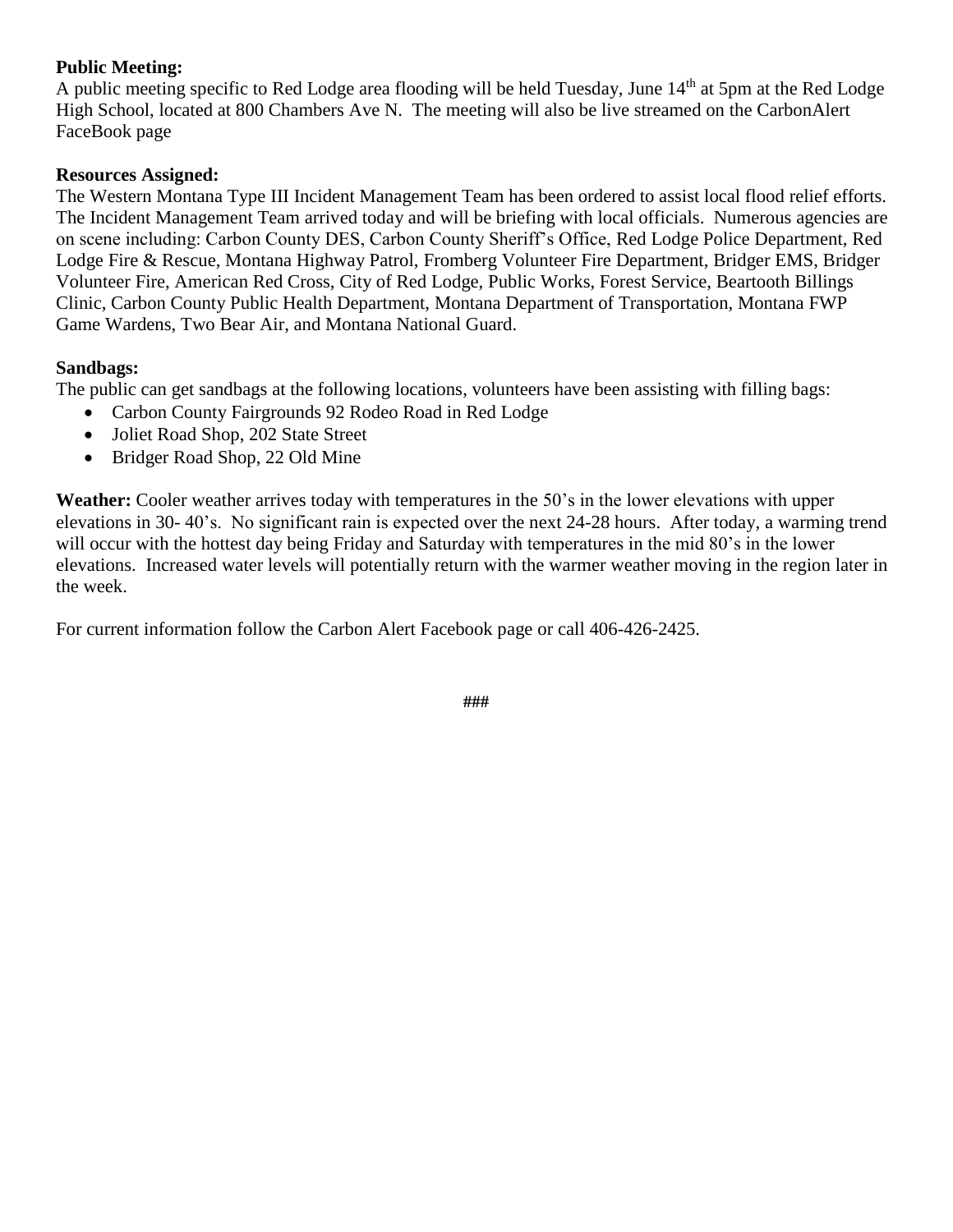**Public Meeting:**
A public meeting specific to Red Lodge area flooding will be held Tuesday, June 14th at 5pm at the Red Lodge High School, located at 800 Chambers Ave N. The meeting will also be live streamed on the CarbonAlert FaceBook page

**Resources Assigned:**
The Western Montana Type III Incident Management Team has been ordered to assist local flood relief efforts. The Incident Management Team arrived today and will be briefing with local officials. Numerous agencies are on scene including: Carbon County DES, Carbon County Sheriff's Office, Red Lodge Police Department, Red Lodge Fire & Rescue, Montana Highway Patrol, Fromberg Volunteer Fire Department, Bridger EMS, Bridger Volunteer Fire, American Red Cross, City of Red Lodge, Public Works, Forest Service, Beartooth Billings Clinic, Carbon County Public Health Department, Montana Department of Transportation, Montana FWP Game Wardens, Two Bear Air, and Montana National Guard.

**Sandbags:**
The public can get sandbags at the following locations, volunteers have been assisting with filling bags:

- Carbon County Fairgrounds 92 Rodeo Road in Red Lodge
- Joliet Road Shop, 202 State Street
- Bridger Road Shop, 22 Old Mine

**Weather:** Cooler weather arrives today with temperatures in the 50's in the lower elevations with upper elevations in 30- 40's. No significant rain is expected over the next 24-28 hours. After today, a warming trend will occur with the hottest day being Friday and Saturday with temperatures in the mid 80's in the lower elevations. Increased water levels will potentially return with the warmer weather moving in the region later in the week.

For current information follow the Carbon Alert Facebook page or call 406-426-2425.

###